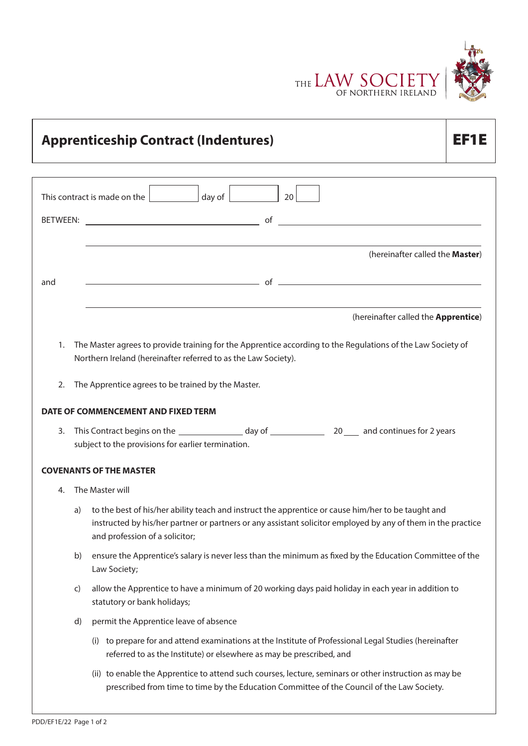THE LAW SOCIETY OF NORTHERN IRELAND

# Apprenticeship Contract (Indentures) EF1E

This contract is made on the ________ day of ________ 20____

BETWEEN: ______________________________ of ______________________________

______________________________________________________________________

(hereinafter called the **Master**)

and ______________________________ of ______________________________

______________________________________________________________________

(hereinafter called the **Apprentice**)

1. The Master agrees to provide training for the Apprentice according to the Regulations of the Law Society of Northern Ireland (hereinafter referred to as the Law Society).

2. The Apprentice agrees to be trained by the Master.

**DATE OF COMMENCEMENT AND FIXED TERM**

3. This Contract begins on the ______________ day of ____________ 20___ and continues for 2 years subject to the provisions for earlier termination.

**COVENANTS OF THE MASTER**

4. The Master will

   a) to the best of his/her ability teach and instruct the apprentice or cause him/her to be taught and instructed by his/her partner or partners or any assistant solicitor employed by any of them in the practice and profession of a solicitor;

   b) ensure the Apprentice's salary is never less than the minimum as fixed by the Education Committee of the Law Society;

   c) allow the Apprentice to have a minimum of 20 working days paid holiday in each year in addition to statutory or bank holidays;

   d) permit the Apprentice leave of absence

      (i) to prepare for and attend examinations at the Institute of Professional Legal Studies (hereinafter referred to as the Institute) or elsewhere as may be prescribed, and

      (ii) to enable the Apprentice to attend such courses, lecture, seminars or other instruction as may be prescribed from time to time by the Education Committee of the Council of the Law Society.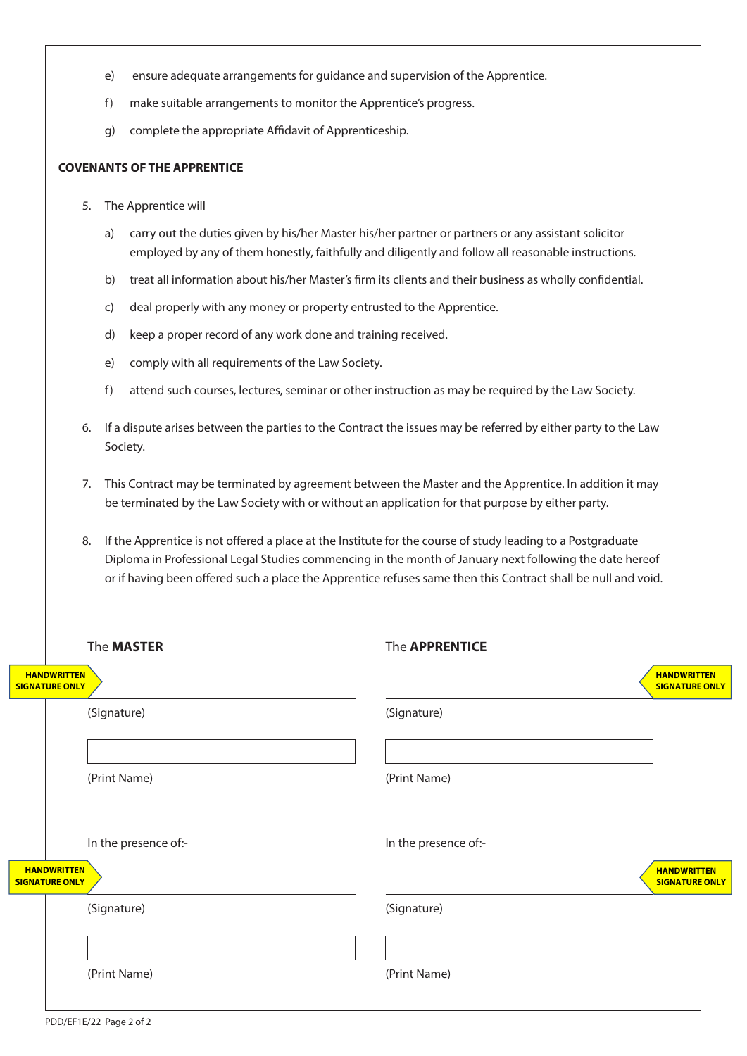e) ensure adequate arrangements for guidance and supervision of the Apprentice.

f) make suitable arrangements to monitor the Apprentice's progress.

g) complete the appropriate Affidavit of Apprenticeship.

**COVENANTS OF THE APPRENTICE**

5. The Apprentice will

   a) carry out the duties given by his/her Master his/her partner or partners or any assistant solicitor employed by any of them honestly, faithfully and diligently and follow all reasonable instructions.

   b) treat all information about his/her Master's firm its clients and their business as wholly confidential.

   c) deal properly with any money or property entrusted to the Apprentice.

   d) keep a proper record of any work done and training received.

   e) comply with all requirements of the Law Society.

   f) attend such courses, lectures, seminar or other instruction as may be required by the Law Society.

6. If a dispute arises between the parties to the Contract the issues may be referred by either party to the Law Society.

7. This Contract may be terminated by agreement between the Master and the Apprentice. In addition it may be terminated by the Law Society with or without an application for that purpose by either party.

8. If the Apprentice is not offered a place at the Institute for the course of study leading to a Postgraduate Diploma in Professional Legal Studies commencing in the month of January next following the date hereof or if having been offered such a place the Apprentice refuses same then this Contract shall be null and void.

| The **MASTER** | The **APPRENTICE** |
|---|---|
| HANDWRITTEN SIGNATURE ONLY | HANDWRITTEN SIGNATURE ONLY |
| (Signature) | (Signature) |
| | |
| (Print Name) | (Print Name) |
| In the presence of:- | In the presence of:- |
| HANDWRITTEN SIGNATURE ONLY | HANDWRITTEN SIGNATURE ONLY |
| (Signature) | (Signature) |
| | |
| (Print Name) | (Print Name) |

PDD/EF1E/22